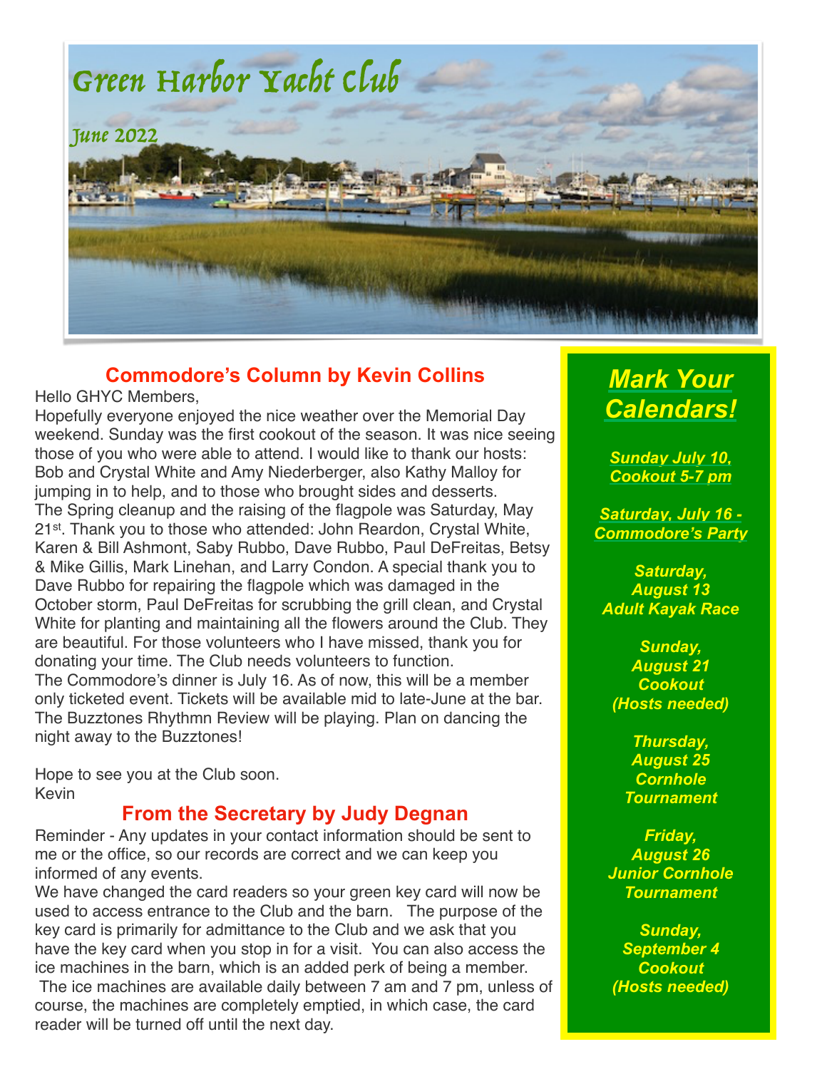# Green Harbor Yacht Club

*June 2022*

## Commodore's Column by Kevin Collins

Hello GHYC Members,

Hopefully everyone enjoyed the nice weather over the Memorial Day weekend. Sunday was the first cookout of the season. It was nice seeing those of you who were able to attend. I would like to thank our hosts: Bob and Crystal White and Amy Niederberger, also Kathy Malloy for jumping in to help, and to those who brought sides and desserts.

The Spring cleanup and the raising of the flagpole was Saturday, May 21st. Thank you to those who attended: John Reardon, Crystal White, Karen & Bill Ashmont, Saby Rubbo, Dave Rubbo, Paul DeFreitas, Betsy & Mike Gillis, Mark Linehan, and Larry Condon. A special thank you to Dave Rubbo for repairing the flagpole which was damaged in the October storm, Paul DeFreitas for scrubbing the grill clean, and Crystal White for planting and maintaining all the flowers around the Club. They are beautiful. For those volunteers who I have missed, thank you for donating your time. The Club needs volunteers to function.

The Commodore's dinner is July 16. As of now, this will be a member only ticketed event. Tickets will be available mid to late-June at the bar. The Buzztones Rhythmn Review will be playing. Plan on dancing the night away to the Buzztones!

Hope to see you at the Club soon.
Kevin

## From the Secretary by Judy Degnan

Reminder - Any updates in your contact information should be sent to me or the office, so our records are correct and we can keep you informed of any events.

We have changed the card readers so your green key card will now be used to access entrance to the Club and the barn. The purpose of the key card is primarily for admittance to the Club and we ask that you have the key card when you stop in for a visit. You can also access the ice machines in the barn, which is an added perk of being a member. The ice machines are available daily between 7 am and 7 pm, unless of course, the machines are completely emptied, in which case, the card reader will be turned off until the next day.

## *Mark Your Calendars!*

***Sunday July 10, Cookout 5-7 pm***

***Saturday, July 16 - Commodore's Party***

***Saturday, August 13 Adult Kayak Race***

***Sunday, August 21 Cookout (Hosts needed)***

***Thursday, August 25 Cornhole Tournament***

***Friday, August 26 Junior Cornhole Tournament***

***Sunday, September 4 Cookout (Hosts needed)***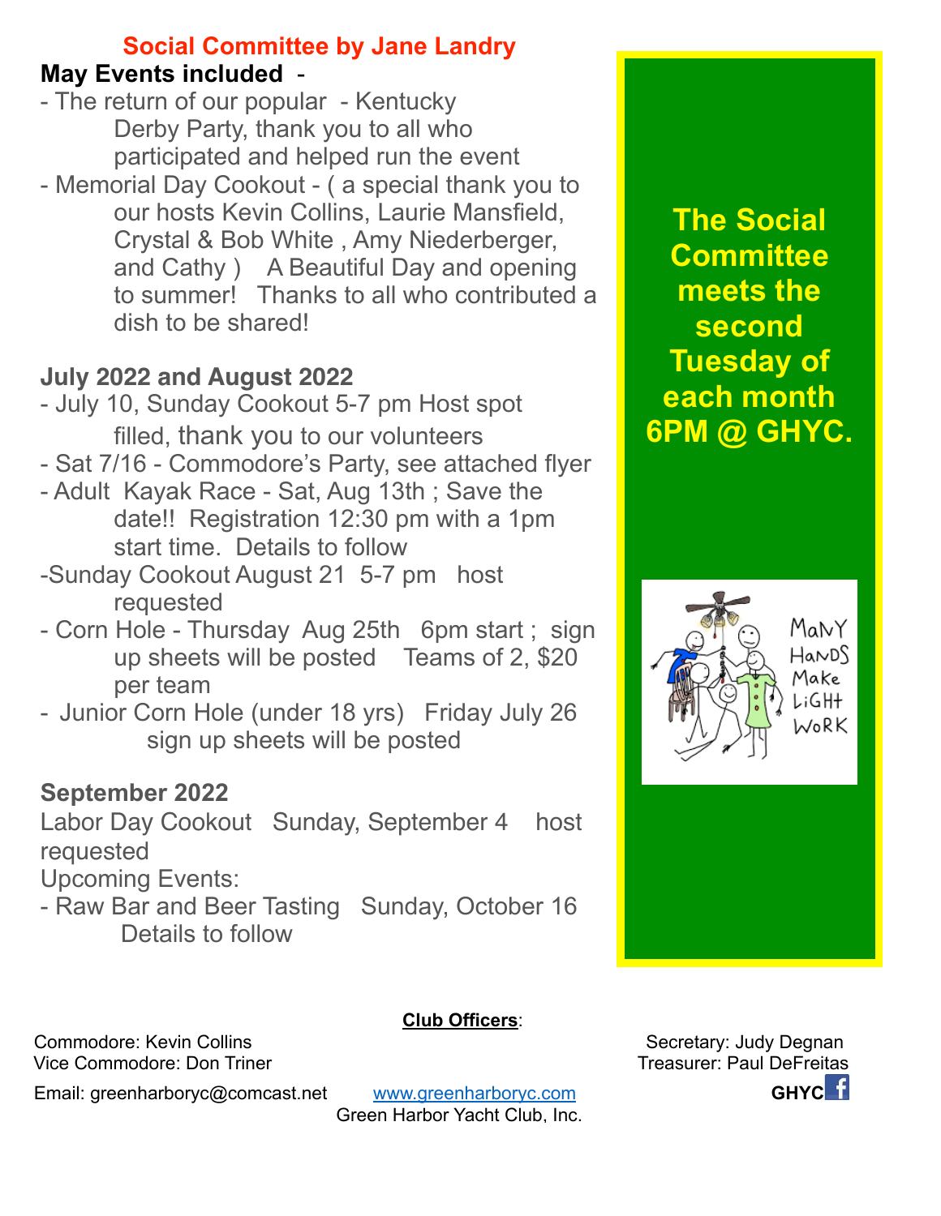## Social Committee by Jane Landry

**May Events included** -

- The return of our popular - Kentucky Derby Party, thank you to all who participated and helped run the event
- Memorial Day Cookout - ( a special thank you to our hosts Kevin Collins, Laurie Mansfield, Crystal & Bob White , Amy Niederberger, and Cathy ) A Beautiful Day and opening to summer! Thanks to all who contributed a dish to be shared!

**July 2022 and August 2022**

- July 10, Sunday Cookout 5-7 pm Host spot filled, thank you to our volunteers
- Sat 7/16 - Commodore's Party, see attached flyer
- Adult Kayak Race - Sat, Aug 13th ; Save the date!! Registration 12:30 pm with a 1pm start time. Details to follow
- Sunday Cookout August 21 5-7 pm host requested
- Corn Hole - Thursday Aug 25th 6pm start ; sign up sheets will be posted Teams of 2, $20 per team
- Junior Corn Hole (under 18 yrs) Friday July 26 sign up sheets will be posted

**September 2022**

Labor Day Cookout Sunday, September 4 host requested

Upcoming Events:

- Raw Bar and Beer Tasting Sunday, October 16 Details to follow

**The Social Committee meets the second Tuesday of each month 6PM @ GHYC.**

MaNY HaNDS Make LiGHt WoRK

**Club Officers**:

Commodore: Kevin Collins
Vice Commodore: Don Triner
Secretary: Judy Degnan
Treasurer: Paul DeFreitas

Email: greenharboryc@comcast.net www.greenharboryc.com **GHYC**

Green Harbor Yacht Club, Inc.